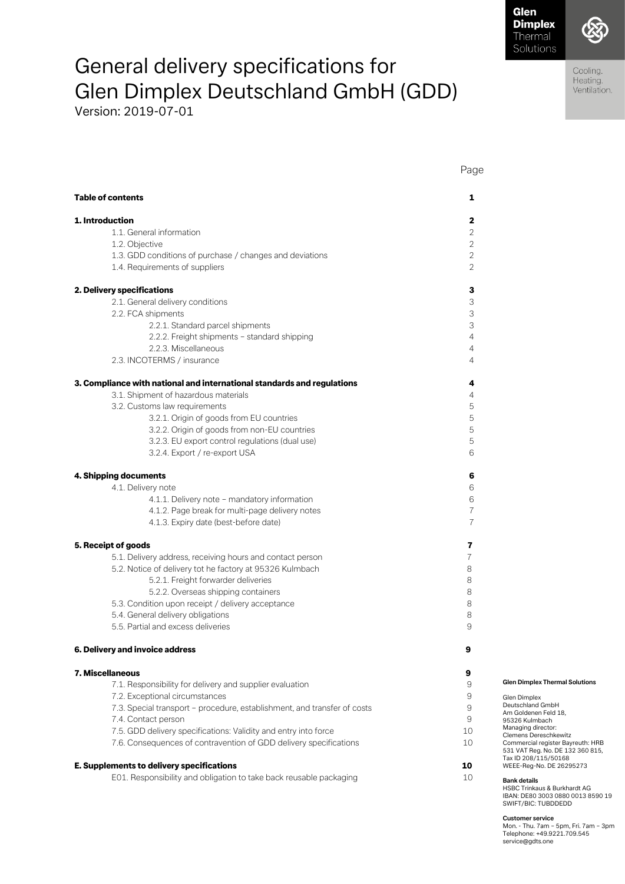# General delivery specifications for Glen Dimplex Deutschland GmbH (GDD)

Version: 2019-07-01

| | Page |
|---|---|
| **Table of contents** | **1** |
| **1. Introduction** | **2** |
| 1.1. General information | 2 |
| 1.2. Objective | 2 |
| 1.3. GDD conditions of purchase / changes and deviations | 2 |
| 1.4. Requirements of suppliers | 2 |
| **2. Delivery specifications** | **3** |
| 2.1. General delivery conditions | 3 |
| 2.2. FCA shipments | 3 |
| 2.2.1. Standard parcel shipments | 3 |
| 2.2.2. Freight shipments – standard shipping | 4 |
| 2.2.3. Miscellaneous | 4 |
| 2.3. INCOTERMS / insurance | 4 |
| **3. Compliance with national and international standards and regulations** | **4** |
| 3.1. Shipment of hazardous materials | 4 |
| 3.2. Customs law requirements | 5 |
| 3.2.1. Origin of goods from EU countries | 5 |
| 3.2.2. Origin of goods from non-EU countries | 5 |
| 3.2.3. EU export control regulations (dual use) | 5 |
| 3.2.4. Export / re-export USA | 6 |
| **4. Shipping documents** | **6** |
| 4.1. Delivery note | 6 |
| 4.1.1. Delivery note – mandatory information | 6 |
| 4.1.2. Page break for multi-page delivery notes | 7 |
| 4.1.3. Expiry date (best-before date) | 7 |
| **5. Receipt of goods** | **7** |
| 5.1. Delivery address, receiving hours and contact person | 7 |
| 5.2. Notice of delivery tot he factory at 95326 Kulmbach | 8 |
| 5.2.1. Freight forwarder deliveries | 8 |
| 5.2.2. Overseas shipping containers | 8 |
| 5.3. Condition upon receipt / delivery acceptance | 8 |
| 5.4. General delivery obligations | 8 |
| 5.5. Partial and excess deliveries | 9 |
| **6. Delivery and invoice address** | **9** |
| **7. Miscellaneous** | **9** |
| 7.1. Responsibility for delivery and supplier evaluation | 9 |
| 7.2. Exceptional circumstances | 9 |
| 7.3. Special transport – procedure, establishment, and transfer of costs | 9 |
| 7.4. Contact person | 9 |
| 7.5. GDD delivery specifications: Validity and entry into force | 10 |
| 7.6. Consequences of contravention of GDD delivery specifications | 10 |
| **E. Supplements to delivery specifications** | **10** |
| E01. Responsibility and obligation to take back reusable packaging | 10 |

**Glen Dimplex Thermal Solutions**

Glen Dimplex Deutschland GmbH
Am Goldenen Feld 18,
95326 Kulmbach
Managing director:
Clemens Dereschkewitz
Commercial register Bayreuth: HRB 531 VAT Reg. No. DE 132 360 815,
Tax ID 208/115/50168
WEEE-Reg-No. DE 26295273

**Bank details**
HSBC Trinkaus & Burkhardt AG
IBAN: DE80 3003 0880 0013 8590 19
SWIFT/BIC: TUBDDEDD

**Customer service**
Mon. - Thu. 7am – 5pm, Fri. 7am – 3pm
Telephone: +49.9221.709.545
service@gdts.one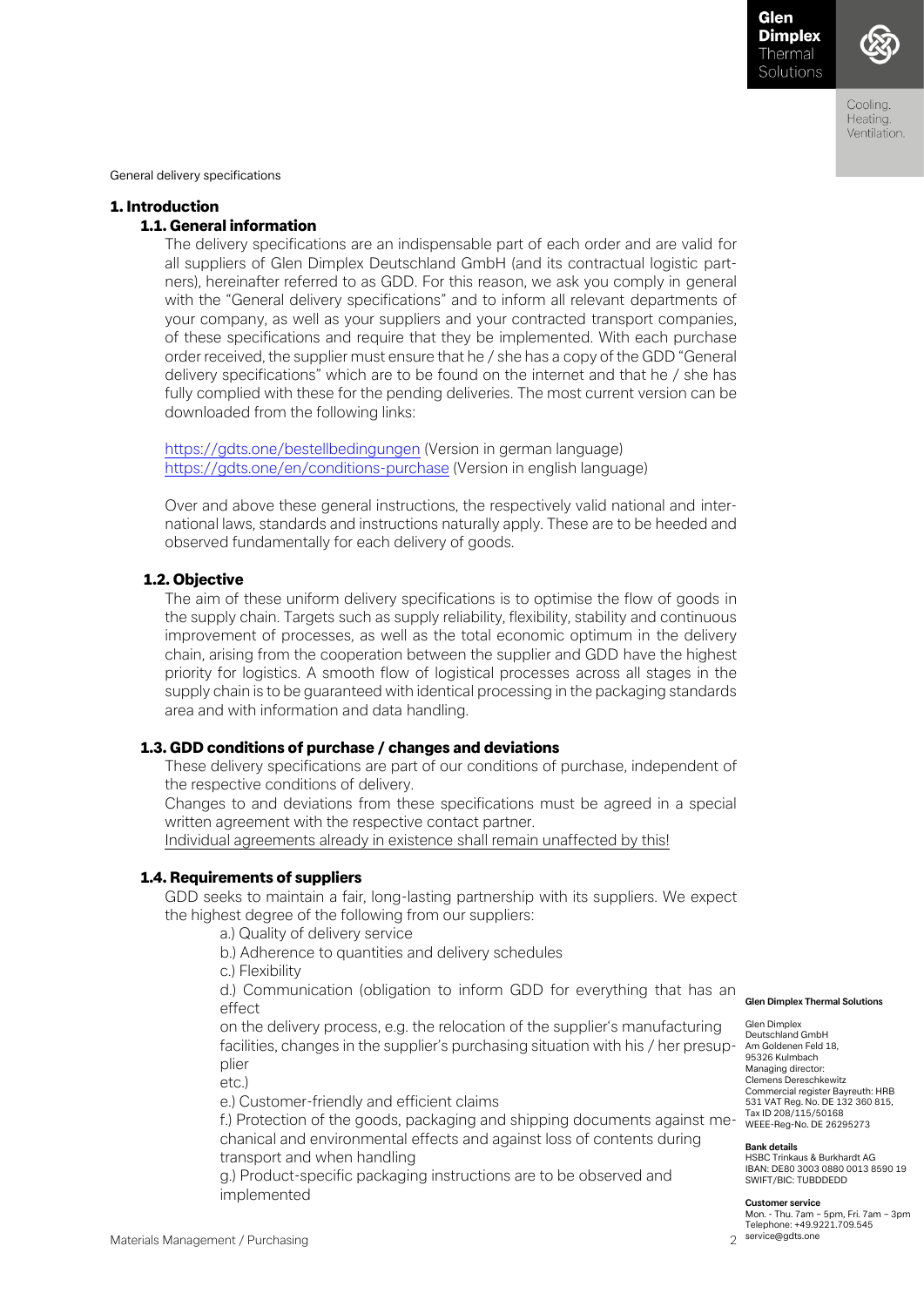General delivery specifications

# 1. Introduction

## 1.1. General information

The delivery specifications are an indispensable part of each order and are valid for all suppliers of Glen Dimplex Deutschland GmbH (and its contractual logistic partners), hereinafter referred to as GDD. For this reason, we ask you comply in general with the "General delivery specifications" and to inform all relevant departments of your company, as well as your suppliers and your contracted transport companies, of these specifications and require that they be implemented. With each purchase order received, the supplier must ensure that he / she has a copy of the GDD "General delivery specifications" which are to be found on the internet and that he / she has fully complied with these for the pending deliveries. The most current version can be downloaded from the following links:

https://gdts.one/bestellbedingungen (Version in german language)
https://gdts.one/en/conditions-purchase (Version in english language)

Over and above these general instructions, the respectively valid national and international laws, standards and instructions naturally apply. These are to be heeded and observed fundamentally for each delivery of goods.

## 1.2. Objective

The aim of these uniform delivery specifications is to optimise the flow of goods in the supply chain. Targets such as supply reliability, flexibility, stability and continuous improvement of processes, as well as the total economic optimum in the delivery chain, arising from the cooperation between the supplier and GDD have the highest priority for logistics. A smooth flow of logistical processes across all stages in the supply chain is to be guaranteed with identical processing in the packaging standards area and with information and data handling.

## 1.3. GDD conditions of purchase / changes and deviations

These delivery specifications are part of our conditions of purchase, independent of the respective conditions of delivery.
Changes to and deviations from these specifications must be agreed in a special written agreement with the respective contact partner.
Individual agreements already in existence shall remain unaffected by this!

## 1.4. Requirements of suppliers

GDD seeks to maintain a fair, long-lasting partnership with its suppliers. We expect the highest degree of the following from our suppliers:

a.) Quality of delivery service
b.) Adherence to quantities and delivery schedules
c.) Flexibility
d.) Communication (obligation to inform GDD for everything that has an effect on the delivery process, e.g. the relocation of the supplier's manufacturing facilities, changes in the supplier's purchasing situation with his / her presupplier etc.)
e.) Customer-friendly and efficient claims
f.) Protection of the goods, packaging and shipping documents against mechanical and environmental effects and against loss of contents during transport and when handling
g.) Product-specific packaging instructions are to be observed and implemented

**Glen Dimplex Thermal Solutions**

Glen Dimplex Deutschland GmbH
Am Goldenen Feld 18,
95326 Kulmbach
Managing director:
Clemens Dereschkewitz
Commercial register Bayreuth: HRB 531 VAT Reg. No. DE 132 360 815,
Tax ID 208/115/50168
WEEE-Reg-No. DE 26295273

**Bank details**
HSBC Trinkaus & Burkhardt AG
IBAN: DE80 3003 0880 0013 8590 19
SWIFT/BIC: TUBDDEDD

**Customer service**
Mon. - Thu. 7am – 5pm, Fri. 7am – 3pm
Telephone: +49.9221.709.545
service@gdts.one

Materials Management / Purchasing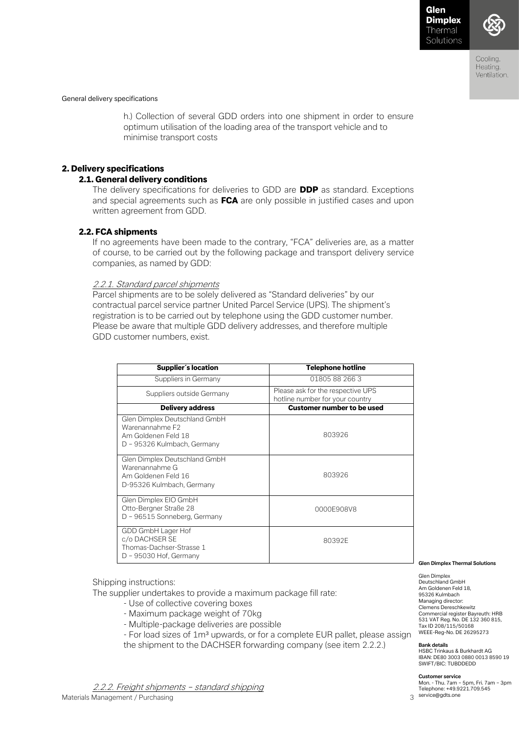h.) Collection of several GDD orders into one shipment in order to ensure optimum utilisation of the loading area of the transport vehicle and to minimise transport costs

## 2. Delivery specifications

### 2.1. General delivery conditions

The delivery specifications for deliveries to GDD are **DDP** as standard. Exceptions and special agreements such as **FCA** are only possible in justified cases and upon written agreement from GDD.

### 2.2. FCA shipments

If no agreements have been made to the contrary, "FCA" deliveries are, as a matter of course, to be carried out by the following package and transport delivery service companies, as named by GDD:

#### *2.2.1. Standard parcel shipments*

Parcel shipments are to be solely delivered as "Standard deliveries" by our contractual parcel service partner United Parcel Service (UPS). The shipment's registration is to be carried out by telephone using the GDD customer number. Please be aware that multiple GDD delivery addresses, and therefore multiple GDD customer numbers, exist.

| **Supplier´s location** | **Telephone hotline** |
|---|---|
| Suppliers in Germany | 01805 88 266 3 |
| Suppliers outside Germany | Please ask for the respective UPS hotline number for your country |
| **Delivery address** | **Customer number to be used** |
| Glen Dimplex Deutschland GmbH<br>Warenannahme F2<br>Am Goldenen Feld 18<br>D – 95326 Kulmbach, Germany | 803926 |
| Glen Dimplex Deutschland GmbH<br>Warenannahme G<br>Am Goldenen Feld 16<br>D-95326 Kulmbach, Germany | 803926 |
| Glen Dimplex EIO GmbH<br>Otto-Bergner Straße 28<br>D – 96515 Sonneberg, Germany | 0000E908V8 |
| GDD GmbH Lager Hof<br>c/o DACHSER SE<br>Thomas-Dachser-Strasse 1<br>D – 95030 Hof, Germany | 80392E |

Shipping instructions:

The supplier undertakes to provide a maximum package fill rate:

- Use of collective covering boxes
- Maximum package weight of 70kg
- Multiple-package deliveries are possible
- For load sizes of 1m³ upwards, or for a complete EUR pallet, please assign the shipment to the DACHSER forwarding company (see item 2.2.2.)

#### *2.2.2. Freight shipments – standard shipping*

**Glen Dimplex Thermal Solutions**

Glen Dimplex Deutschland GmbH
Am Goldenen Feld 18,
95326 Kulmbach
Managing director:
Clemens Dereschkewitz
Commercial register Bayreuth: HRB 531 VAT Reg. No. DE 132 360 815,
Tax ID 208/115/50168
WEEE-Reg-No. DE 26295273

**Bank details**
HSBC Trinkaus & Burkhardt AG
IBAN: DE80 3003 0880 0013 8590 19
SWIFT/BIC: TUBDDEDD

**Customer service**
Mon. - Thu. 7am – 5pm, Fri. 7am – 3pm
Telephone: +49.9221.709.545
service@gdts.one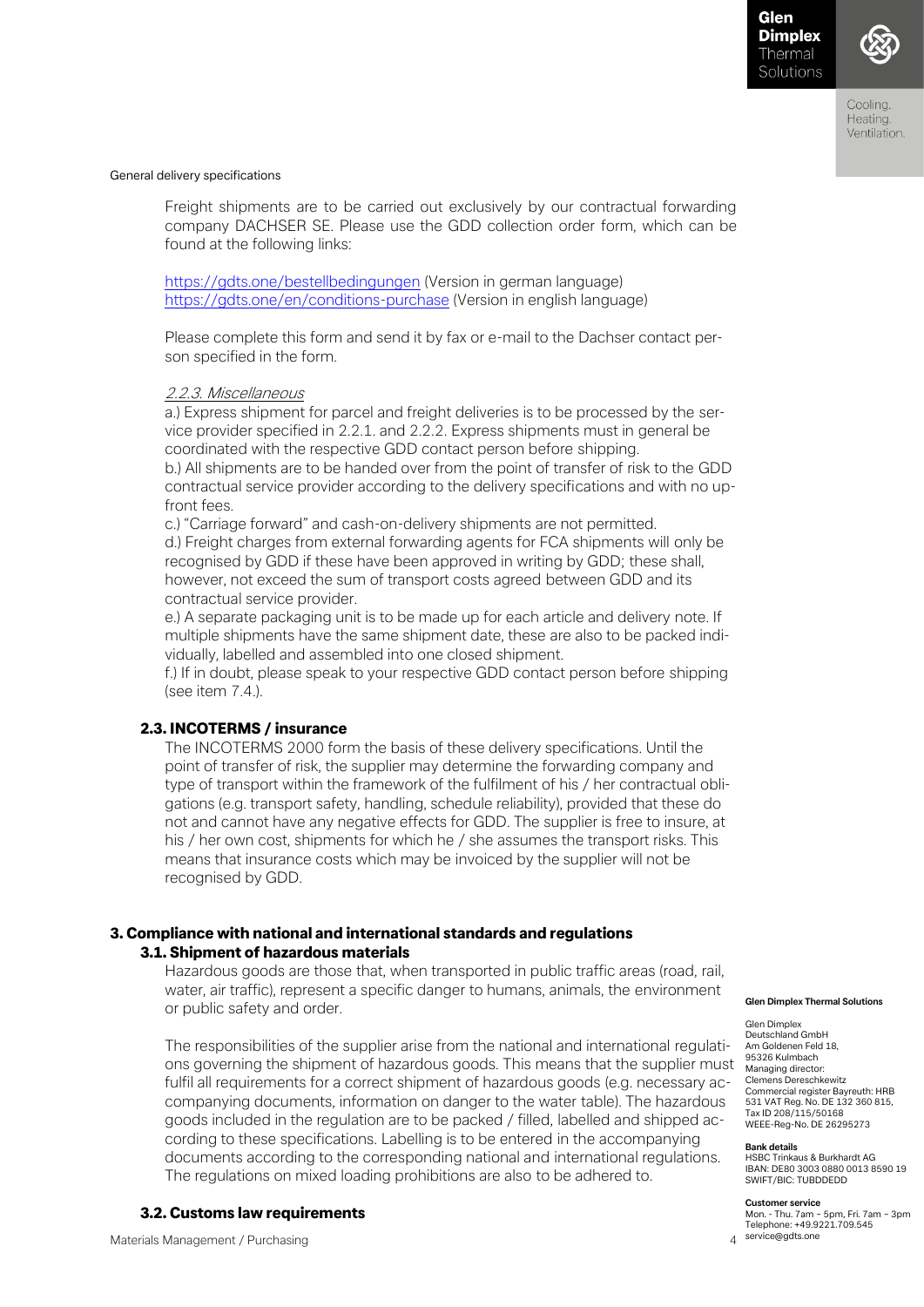General delivery specifications

Freight shipments are to be carried out exclusively by our contractual forwarding company DACHSER SE. Please use the GDD collection order form, which can be found at the following links:

https://gdts.one/bestellbedingungen (Version in german language)
https://gdts.one/en/conditions-purchase (Version in english language)

Please complete this form and send it by fax or e-mail to the Dachser contact person specified in the form.

*2.2.3. Miscellaneous*

a.) Express shipment for parcel and freight deliveries is to be processed by the service provider specified in 2.2.1. and 2.2.2. Express shipments must in general be coordinated with the respective GDD contact person before shipping.
b.) All shipments are to be handed over from the point of transfer of risk to the GDD contractual service provider according to the delivery specifications and with no up-front fees.
c.) "Carriage forward" and cash-on-delivery shipments are not permitted.
d.) Freight charges from external forwarding agents for FCA shipments will only be recognised by GDD if these have been approved in writing by GDD; these shall, however, not exceed the sum of transport costs agreed between GDD and its contractual service provider.
e.) A separate packaging unit is to be made up for each article and delivery note. If multiple shipments have the same shipment date, these are also to be packed individually, labelled and assembled into one closed shipment.
f.) If in doubt, please speak to your respective GDD contact person before shipping (see item 7.4.).

### 2.3. INCOTERMS / insurance

The INCOTERMS 2000 form the basis of these delivery specifications. Until the point of transfer of risk, the supplier may determine the forwarding company and type of transport within the framework of the fulfilment of his / her contractual obligations (e.g. transport safety, handling, schedule reliability), provided that these do not and cannot have any negative effects for GDD. The supplier is free to insure, at his / her own cost, shipments for which he / she assumes the transport risks. This means that insurance costs which may be invoiced by the supplier will not be recognised by GDD.

## 3. Compliance with national and international standards and regulations

### 3.1. Shipment of hazardous materials

Hazardous goods are those that, when transported in public traffic areas (road, rail, water, air traffic), represent a specific danger to humans, animals, the environment or public safety and order.

The responsibilities of the supplier arise from the national and international regulations governing the shipment of hazardous goods. This means that the supplier must fulfil all requirements for a correct shipment of hazardous goods (e.g. necessary accompanying documents, information on danger to the water table). The hazardous goods included in the regulation are to be packed / filled, labelled and shipped according to these specifications. Labelling is to be entered in the accompanying documents according to the corresponding national and international regulations. The regulations on mixed loading prohibitions are also to be adhered to.

### 3.2. Customs law requirements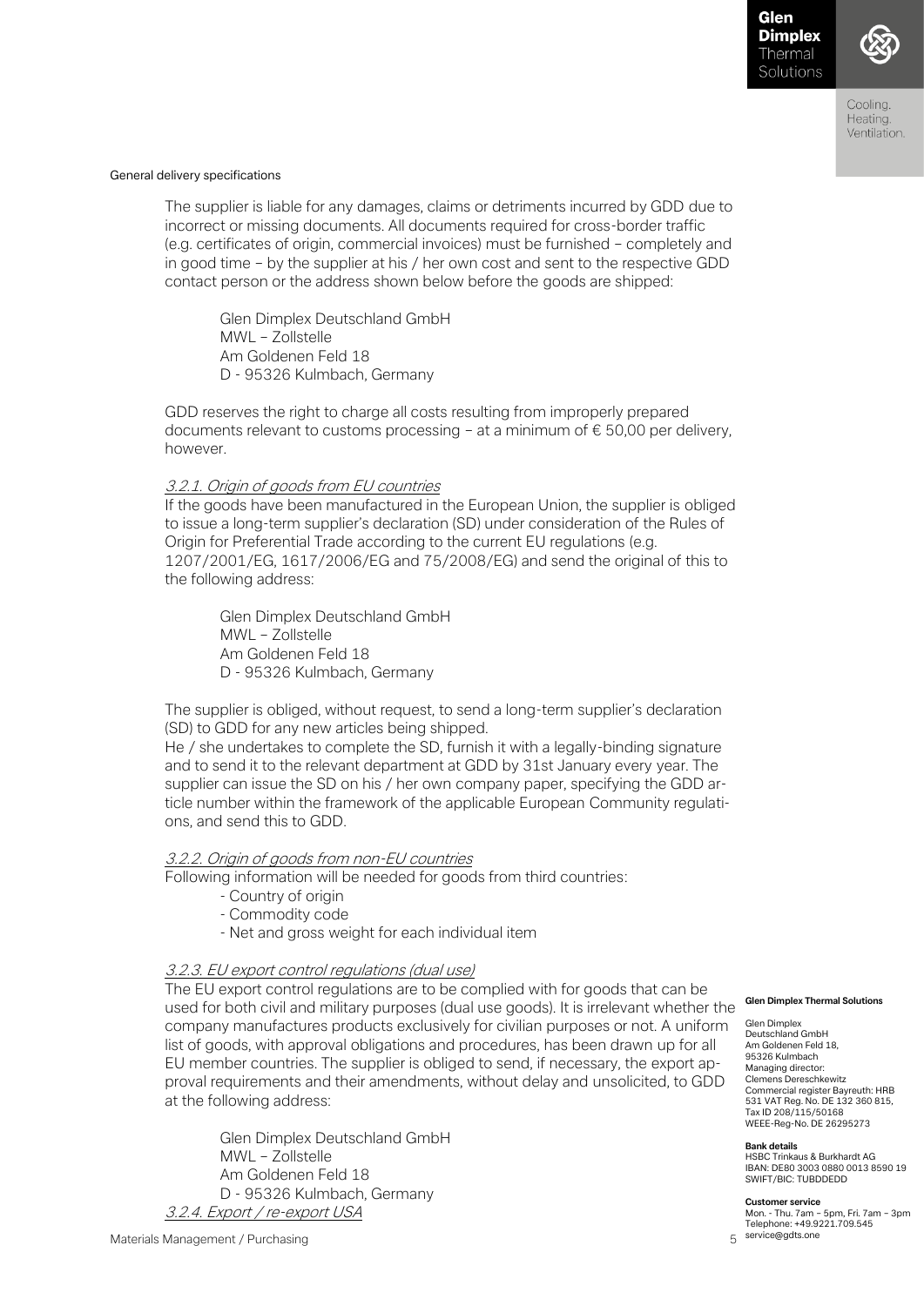The supplier is liable for any damages, claims or detriments incurred by GDD due to incorrect or missing documents. All documents required for cross-border traffic (e.g. certificates of origin, commercial invoices) must be furnished – completely and in good time – by the supplier at his / her own cost and sent to the respective GDD contact person or the address shown below before the goods are shipped:

Glen Dimplex Deutschland GmbH  
MWL – Zollstelle  
Am Goldenen Feld 18  
D - 95326 Kulmbach, Germany

GDD reserves the right to charge all costs resulting from improperly prepared documents relevant to customs processing – at a minimum of € 50,00 per delivery, however.

#### *3.2.1. Origin of goods from EU countries*

If the goods have been manufactured in the European Union, the supplier is obliged to issue a long-term supplier's declaration (SD) under consideration of the Rules of Origin for Preferential Trade according to the current EU regulations (e.g. 1207/2001/EG, 1617/2006/EG and 75/2008/EG) and send the original of this to the following address:

Glen Dimplex Deutschland GmbH  
MWL – Zollstelle  
Am Goldenen Feld 18  
D - 95326 Kulmbach, Germany

The supplier is obliged, without request, to send a long-term supplier's declaration (SD) to GDD for any new articles being shipped.  
He / she undertakes to complete the SD, furnish it with a legally-binding signature and to send it to the relevant department at GDD by 31st January every year. The supplier can issue the SD on his / her own company paper, specifying the GDD article number within the framework of the applicable European Community regulations, and send this to GDD.

#### *3.2.2. Origin of goods from non-EU countries*

Following information will be needed for goods from third countries:

- Country of origin
- Commodity code
- Net and gross weight for each individual item

#### *3.2.3. EU export control regulations (dual use)*

The EU export control regulations are to be complied with for goods that can be used for both civil and military purposes (dual use goods). It is irrelevant whether the company manufactures products exclusively for civilian purposes or not. A uniform list of goods, with approval obligations and procedures, has been drawn up for all EU member countries. The supplier is obliged to send, if necessary, the export approval requirements and their amendments, without delay and unsolicited, to GDD at the following address:

Glen Dimplex Deutschland GmbH  
MWL – Zollstelle  
Am Goldenen Feld 18  
D - 95326 Kulmbach, Germany

#### *3.2.4. Export / re-export USA*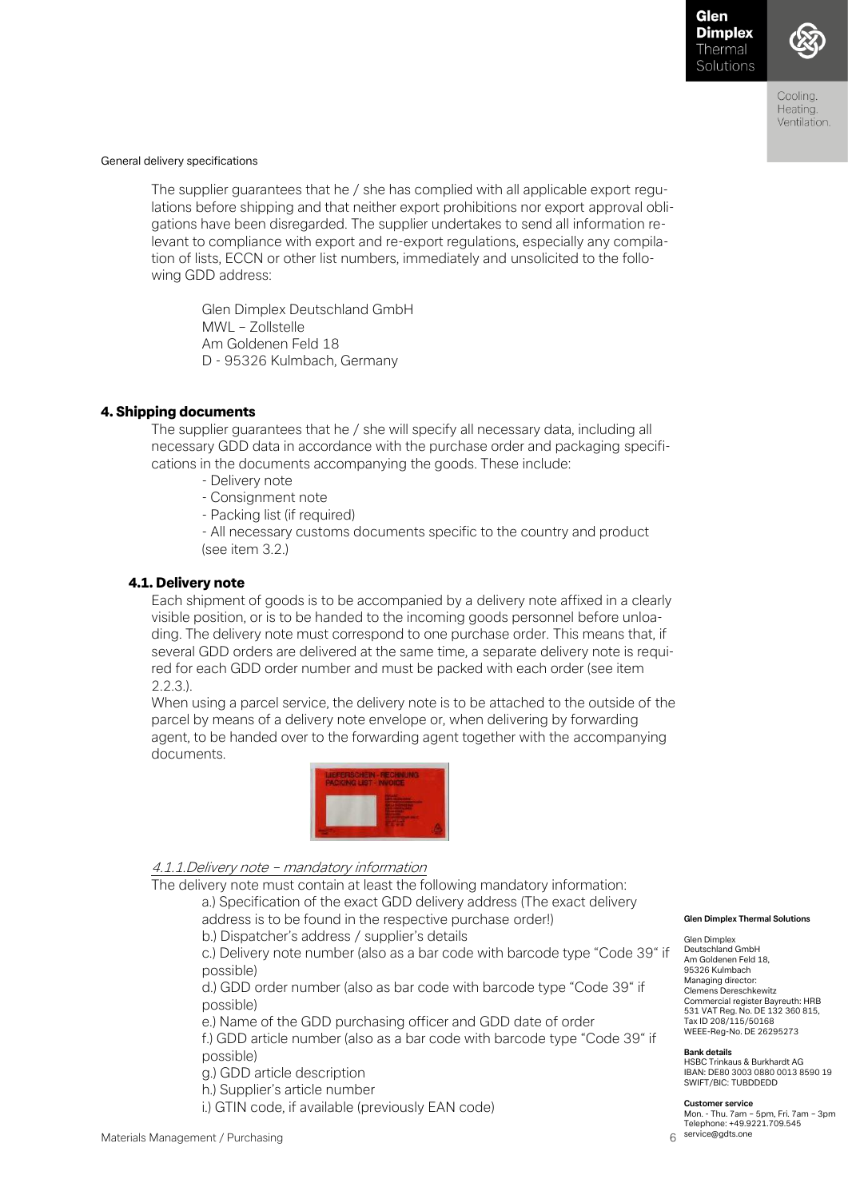The supplier guarantees that he / she has complied with all applicable export regulations before shipping and that neither export prohibitions nor export approval obligations have been disregarded. The supplier undertakes to send all information relevant to compliance with export and re-export regulations, especially any compilation of lists, ECCN or other list numbers, immediately and unsolicited to the following GDD address:

Glen Dimplex Deutschland GmbH
MWL – Zollstelle
Am Goldenen Feld 18
D - 95326 Kulmbach, Germany

## 4. Shipping documents

The supplier guarantees that he / she will specify all necessary data, including all necessary GDD data in accordance with the purchase order and packaging specifications in the documents accompanying the goods. These include:

- Delivery note
- Consignment note
- Packing list (if required)
- All necessary customs documents specific to the country and product (see item 3.2.)

### 4.1. Delivery note

Each shipment of goods is to be accompanied by a delivery note affixed in a clearly visible position, or is to be handed to the incoming goods personnel before unloading. The delivery note must correspond to one purchase order. This means that, if several GDD orders are delivered at the same time, a separate delivery note is required for each GDD order number and must be packed with each order (see item 2.2.3.).

When using a parcel service, the delivery note is to be attached to the outside of the parcel by means of a delivery note envelope or, when delivering by forwarding agent, to be handed over to the forwarding agent together with the accompanying documents.

#### *4.1.1. Delivery note – mandatory information*

The delivery note must contain at least the following mandatory information:

a.) Specification of the exact GDD delivery address (The exact delivery address is to be found in the respective purchase order!)
b.) Dispatcher's address / supplier's details
c.) Delivery note number (also as a bar code with barcode type "Code 39" if possible)
d.) GDD order number (also as bar code with barcode type "Code 39" if possible)
e.) Name of the GDD purchasing officer and GDD date of order
f.) GDD article number (also as a bar code with barcode type "Code 39" if possible)
g.) GDD article description
h.) Supplier's article number
i.) GTIN code, if available (previously EAN code)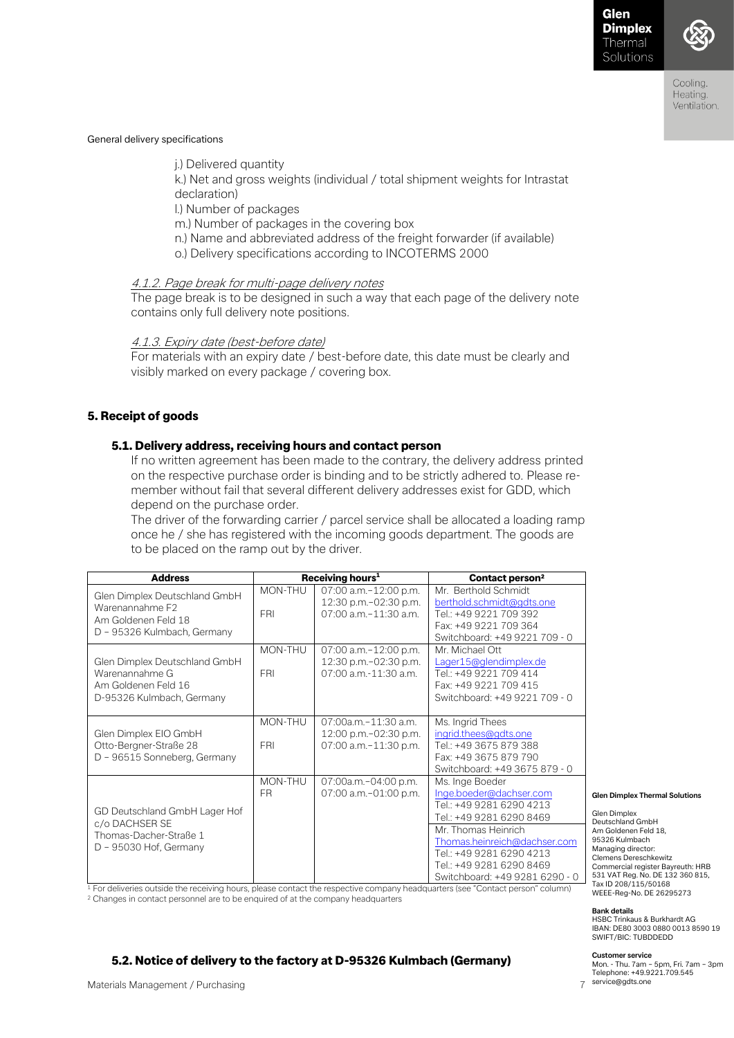j.) Delivered quantity
k.) Net and gross weights (individual / total shipment weights for Intrastat declaration)
l.) Number of packages
m.) Number of packages in the covering box
n.) Name and abbreviated address of the freight forwarder (if available)
o.) Delivery specifications according to INCOTERMS 2000

*4.1.2. Page break for multi-page delivery notes*

The page break is to be designed in such a way that each page of the delivery note contains only full delivery note positions.

*4.1.3. Expiry date (best-before date)*

For materials with an expiry date / best-before date, this date must be clearly and visibly marked on every package / covering box.

## 5. Receipt of goods

### 5.1. Delivery address, receiving hours and contact person

If no written agreement has been made to the contrary, the delivery address printed on the respective purchase order is binding and to be strictly adhered to. Please remember without fail that several different delivery addresses exist for GDD, which depend on the purchase order.

The driver of the forwarding carrier / parcel service shall be allocated a loading ramp once he / she has registered with the incoming goods department. The goods are to be placed on the ramp out by the driver.

| Address | Receiving hours[1] | | Contact person[2] |
|---|---|---|---|
| Glen Dimplex Deutschland GmbH<br>Warenannahme F2<br>Am Goldenen Feld 18<br>D – 95326 Kulmbach, Germany | MON-THU<br><br>FRI | 07:00 a.m.–12:00 p.m.<br>12:30 p.m.–02:30 p.m.<br>07:00 a.m.–11:30 a.m. | Mr. Berthold Schmidt<br>berthold.schmidt@gdts.one<br>Tel.: +49 9221 709 392<br>Fax: +49 9221 709 364<br>Switchboard: +49 9221 709 - 0 |
| Glen Dimplex Deutschland GmbH<br>Warenannahme G<br>Am Goldenen Feld 16<br>D-95326 Kulmbach, Germany | MON-THU<br><br>FRI | 07:00 a.m.–12:00 p.m.<br>12:30 p.m.–02:30 p.m.<br>07:00 a.m.-11:30 a.m. | Mr. Michael Ott<br>Lager15@glendimplex.de<br>Tel.: +49 9221 709 414<br>Fax: +49 9221 709 415<br>Switchboard: +49 9221 709 - 0 |
| Glen Dimplex EIO GmbH<br>Otto-Bergner-Straße 28<br>D – 96515 Sonneberg, Germany | MON-THU<br><br>FRI | 07:00a.m.–11:30 a.m.<br>12:00 p.m.–02:30 p.m.<br>07:00 a.m.–11:30 p.m. | Ms. Ingrid Thees<br>ingrid.thees@gdts.one<br>Tel.: +49 3675 879 388<br>Fax: +49 3675 879 790<br>Switchboard: +49 3675 879 - 0 |
| GD Deutschland GmbH Lager Hof<br>c/o DACHSER SE<br>Thomas-Dacher-Straße 1<br>D – 95030 Hof, Germany | MON-THU<br>FR | 07:00a.m.–04:00 p.m.<br>07:00 a.m.–01:00 p.m. | Ms. Inge Boeder<br>Inge.boeder@dachser.com<br>Tel.: +49 9281 6290 4213<br>Tel.: +49 9281 6290 8469<br>Mr. Thomas Heinrich<br>Thomas.heinreich@dachser.com<br>Tel.: +49 9281 6290 4213<br>Tel.: +49 9281 6290 8469<br>Switchboard: +49 9281 6290 - 0 |

[1] For deliveries outside the receiving hours, please contact the respective company headquarters (see "Contact person" column)
[2] Changes in contact personnel are to be enquired of at the company headquarters

### 5.2. Notice of delivery to the factory at D-95326 Kulmbach (Germany)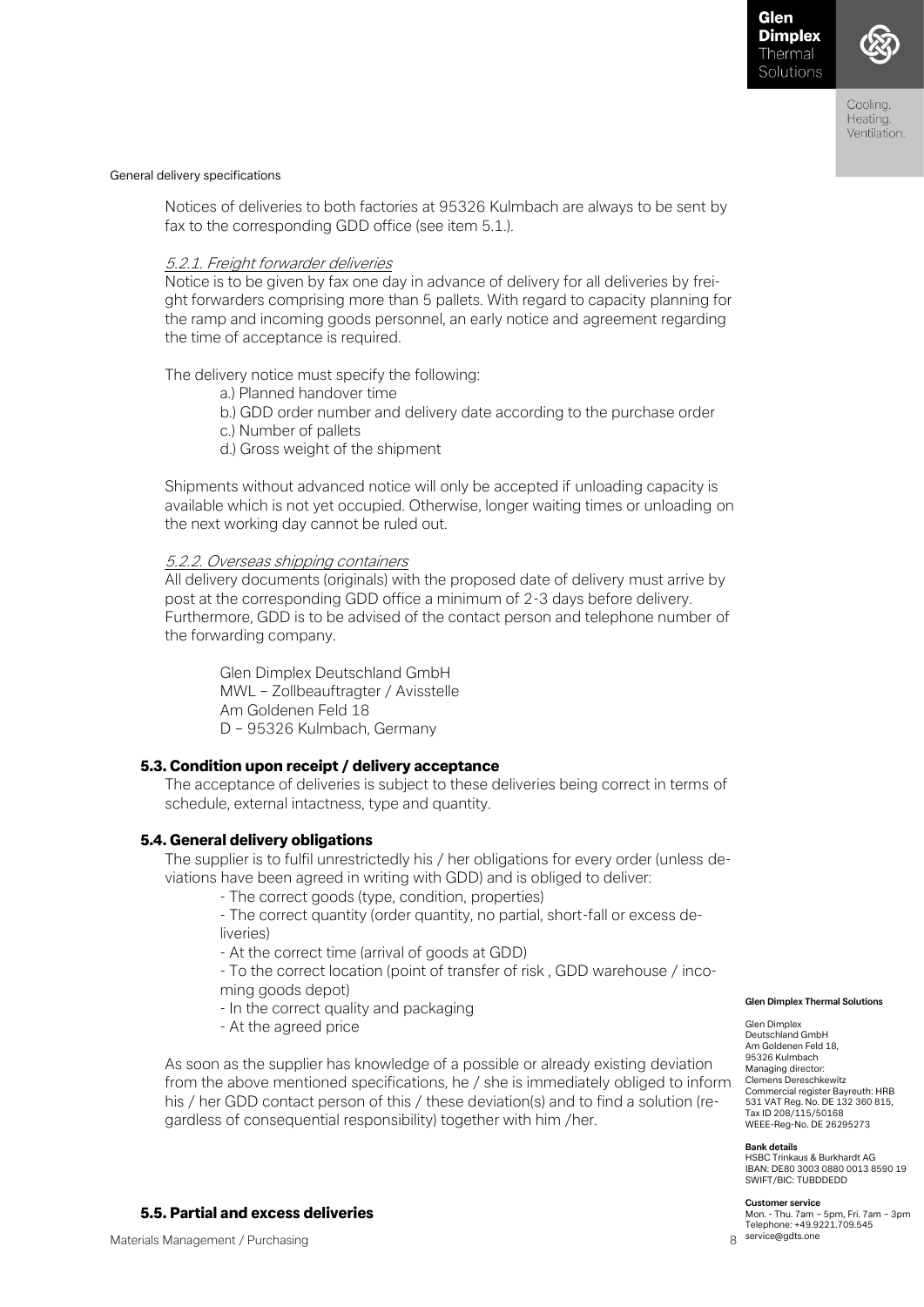Notices of deliveries to both factories at 95326 Kulmbach are always to be sent by fax to the corresponding GDD office (see item 5.1.).

*5.2.1. Freight forwarder deliveries*

Notice is to be given by fax one day in advance of delivery for all deliveries by freight forwarders comprising more than 5 pallets. With regard to capacity planning for the ramp and incoming goods personnel, an early notice and agreement regarding the time of acceptance is required.

The delivery notice must specify the following:

- a.) Planned handover time
- b.) GDD order number and delivery date according to the purchase order
- c.) Number of pallets
- d.) Gross weight of the shipment

Shipments without advanced notice will only be accepted if unloading capacity is available which is not yet occupied. Otherwise, longer waiting times or unloading on the next working day cannot be ruled out.

*5.2.2. Overseas shipping containers*

All delivery documents (originals) with the proposed date of delivery must arrive by post at the corresponding GDD office a minimum of 2-3 days before delivery. Furthermore, GDD is to be advised of the contact person and telephone number of the forwarding company.

Glen Dimplex Deutschland GmbH
MWL – Zollbeauftragter / Avisstelle
Am Goldenen Feld 18
D – 95326 Kulmbach, Germany

### 5.3. Condition upon receipt / delivery acceptance

The acceptance of deliveries is subject to these deliveries being correct in terms of schedule, external intactness, type and quantity.

### 5.4. General delivery obligations

The supplier is to fulfil unrestrictedly his / her obligations for every order (unless deviations have been agreed in writing with GDD) and is obliged to deliver:

- The correct goods (type, condition, properties)
- The correct quantity (order quantity, no partial, short-fall or excess deliveries)
- At the correct time (arrival of goods at GDD)
- To the correct location (point of transfer of risk , GDD warehouse / incoming goods depot)
- In the correct quality and packaging
- At the agreed price

As soon as the supplier has knowledge of a possible or already existing deviation from the above mentioned specifications, he / she is immediately obliged to inform his / her GDD contact person of this / these deviation(s) and to find a solution (regardless of consequential responsibility) together with him /her.

### 5.5. Partial and excess deliveries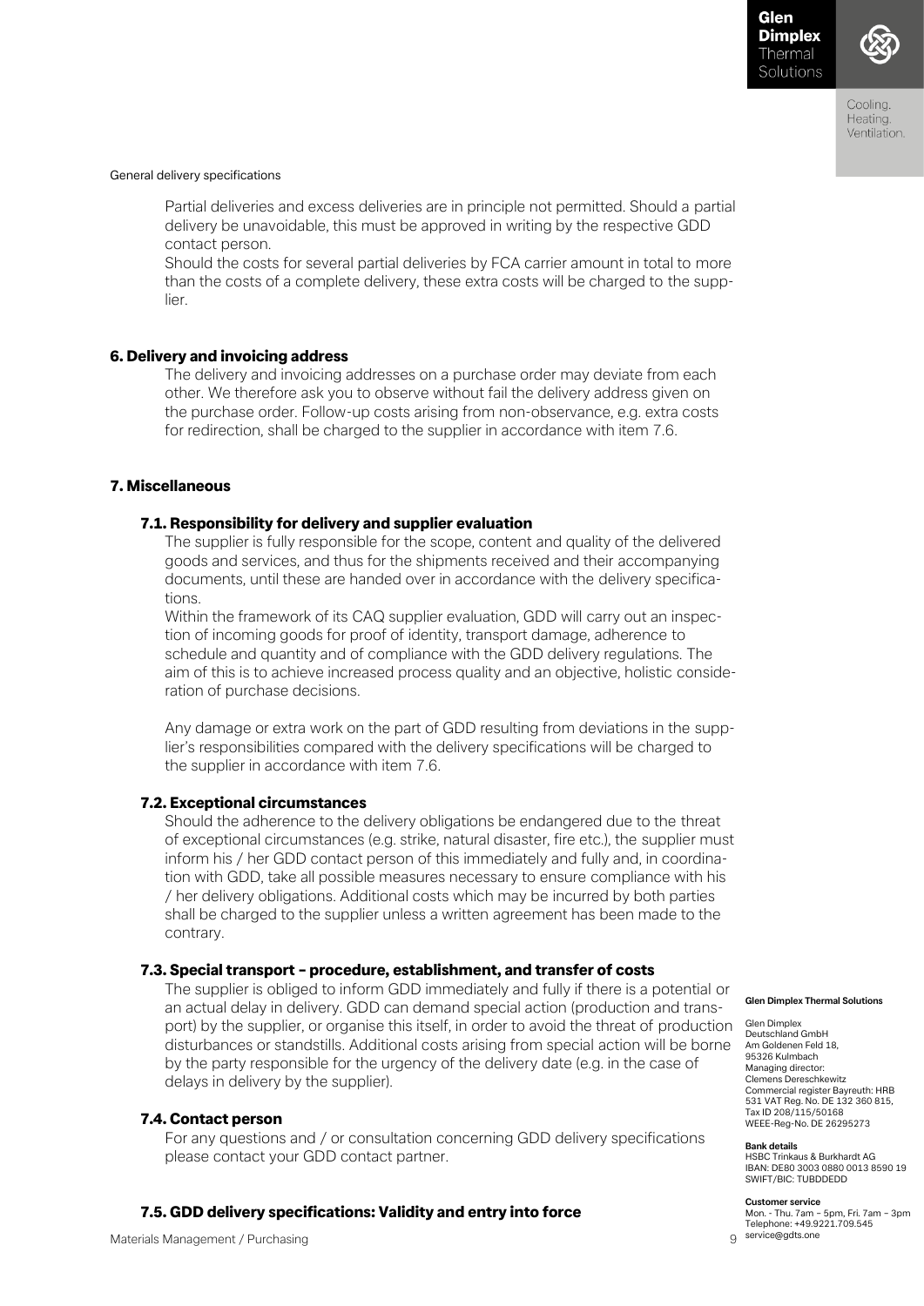Partial deliveries and excess deliveries are in principle not permitted. Should a partial delivery be unavoidable, this must be approved in writing by the respective GDD contact person.

Should the costs for several partial deliveries by FCA carrier amount in total to more than the costs of a complete delivery, these extra costs will be charged to the supplier.

## 6. Delivery and invoicing address

The delivery and invoicing addresses on a purchase order may deviate from each other. We therefore ask you to observe without fail the delivery address given on the purchase order. Follow-up costs arising from non-observance, e.g. extra costs for redirection, shall be charged to the supplier in accordance with item 7.6.

## 7. Miscellaneous

### 7.1. Responsibility for delivery and supplier evaluation

The supplier is fully responsible for the scope, content and quality of the delivered goods and services, and thus for the shipments received and their accompanying documents, until these are handed over in accordance with the delivery specifications.

Within the framework of its CAQ supplier evaluation, GDD will carry out an inspection of incoming goods for proof of identity, transport damage, adherence to schedule and quantity and of compliance with the GDD delivery regulations. The aim of this is to achieve increased process quality and an objective, holistic consideration of purchase decisions.

Any damage or extra work on the part of GDD resulting from deviations in the supplier's responsibilities compared with the delivery specifications will be charged to the supplier in accordance with item 7.6.

### 7.2. Exceptional circumstances

Should the adherence to the delivery obligations be endangered due to the threat of exceptional circumstances (e.g. strike, natural disaster, fire etc.), the supplier must inform his / her GDD contact person of this immediately and fully and, in coordination with GDD, take all possible measures necessary to ensure compliance with his / her delivery obligations. Additional costs which may be incurred by both parties shall be charged to the supplier unless a written agreement has been made to the contrary.

### 7.3. Special transport – procedure, establishment, and transfer of costs

The supplier is obliged to inform GDD immediately and fully if there is a potential or an actual delay in delivery. GDD can demand special action (production and transport) by the supplier, or organise this itself, in order to avoid the threat of production disturbances or standstills. Additional costs arising from special action will be borne by the party responsible for the urgency of the delivery date (e.g. in the case of delays in delivery by the supplier).

### 7.4. Contact person

For any questions and / or consultation concerning GDD delivery specifications please contact your GDD contact partner.

### 7.5. GDD delivery specifications: Validity and entry into force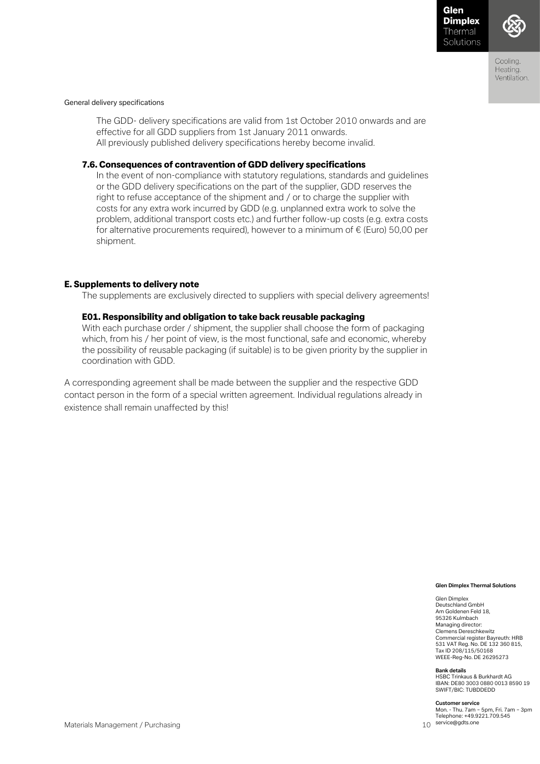The GDD- delivery specifications are valid from 1st October 2010 onwards and are effective for all GDD suppliers from 1st January 2011 onwards.
All previously published delivery specifications hereby become invalid.

### 7.6. Consequences of contravention of GDD delivery specifications

In the event of non-compliance with statutory regulations, standards and guidelines or the GDD delivery specifications on the part of the supplier, GDD reserves the right to refuse acceptance of the shipment and / or to charge the supplier with costs for any extra work incurred by GDD (e.g. unplanned extra work to solve the problem, additional transport costs etc.) and further follow-up costs (e.g. extra costs for alternative procurements required), however to a minimum of € (Euro) 50,00 per shipment.

## E. Supplements to delivery note

The supplements are exclusively directed to suppliers with special delivery agreements!

### E01. Responsibility and obligation to take back reusable packaging

With each purchase order / shipment, the supplier shall choose the form of packaging which, from his / her point of view, is the most functional, safe and economic, whereby the possibility of reusable packaging (if suitable) is to be given priority by the supplier in coordination with GDD.

A corresponding agreement shall be made between the supplier and the respective GDD contact person in the form of a special written agreement. Individual regulations already in existence shall remain unaffected by this!